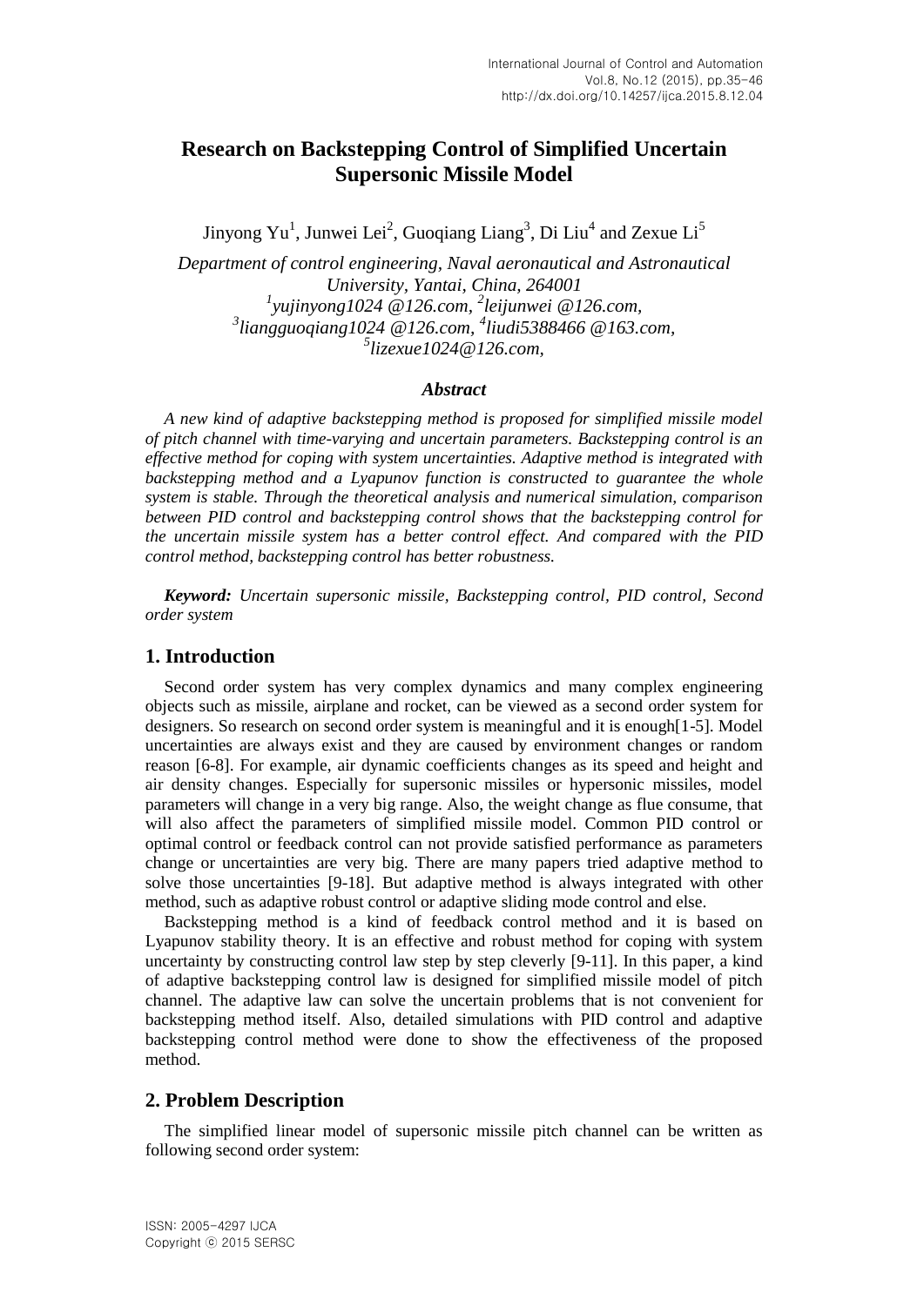# Research on Backstepping Control of Simplified Uncertain Supersonic Missile Model

Jinyong Yu[1], Junwei Lei[2], Guoqiang Liang[3], Di Liu[4] and Zexue Li[5]

*Department of control engineering, Naval aeronautical and Astronautical University, Yantai, China, 264001*
*[1]yujinyong1024 @126.com, [2]leijunwei @126.com, [3]liangguoqiang1024 @126.com, [4]liudi5388466 @163.com, [5]lizexue1024@126.com,*

### *Abstract*

*A new kind of adaptive backstepping method is proposed for simplified missile model of pitch channel with time-varying and uncertain parameters. Backstepping control is an effective method for coping with system uncertainties. Adaptive method is integrated with backstepping method and a Lyapunov function is constructed to guarantee the whole system is stable. Through the theoretical analysis and numerical simulation, comparison between PID control and backstepping control shows that the backstepping control for the uncertain missile system has a better control effect. And compared with the PID control method, backstepping control has better robustness.*

***Keyword:*** *Uncertain supersonic missile, Backstepping control, PID control, Second order system*

## 1. Introduction

Second order system has very complex dynamics and many complex engineering objects such as missile, airplane and rocket, can be viewed as a second order system for designers. So research on second order system is meaningful and it is enough[1-5]. Model uncertainties are always exist and they are caused by environment changes or random reason [6-8]. For example, air dynamic coefficients changes as its speed and height and air density changes. Especially for supersonic missiles or hypersonic missiles, model parameters will change in a very big range. Also, the weight change as flue consume, that will also affect the parameters of simplified missile model. Common PID control or optimal control or feedback control can not provide satisfied performance as parameters change or uncertainties are very big. There are many papers tried adaptive method to solve those uncertainties [9-18]. But adaptive method is always integrated with other method, such as adaptive robust control or adaptive sliding mode control and else.

Backstepping method is a kind of feedback control method and it is based on Lyapunov stability theory. It is an effective and robust method for coping with system uncertainty by constructing control law step by step cleverly [9-11]. In this paper, a kind of adaptive backstepping control law is designed for simplified missile model of pitch channel. The adaptive law can solve the uncertain problems that is not convenient for backstepping method itself. Also, detailed simulations with PID control and adaptive backstepping control method were done to show the effectiveness of the proposed method.

## 2. Problem Description

The simplified linear model of supersonic missile pitch channel can be written as following second order system: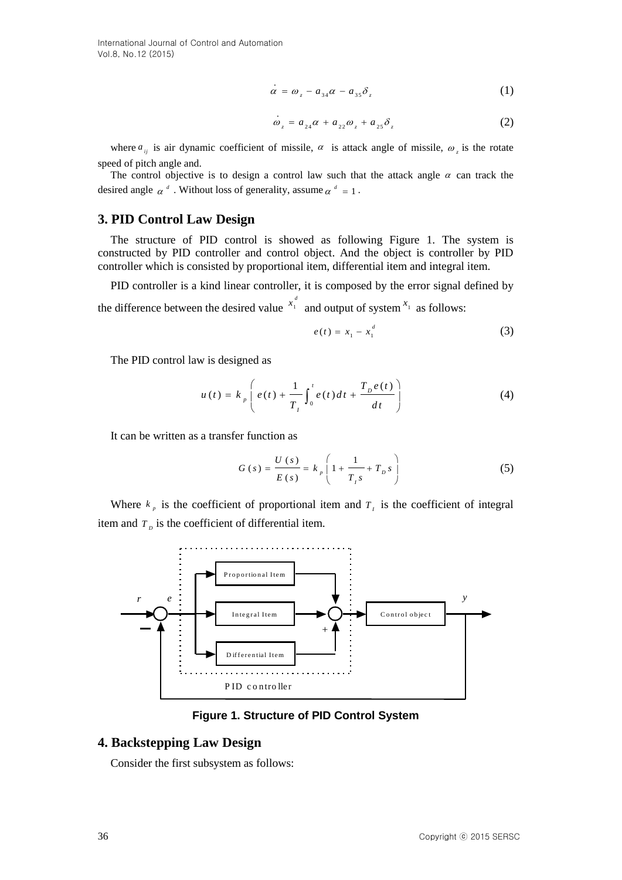$$\dot{\alpha} = \omega_z - a_{34}\alpha - a_{35}\delta_z \tag{1}$$

$$\dot{\omega}_z = a_{24}\alpha + a_{22}\omega_z + a_{25}\delta_z \tag{2}$$

where $a_{ij}$ is air dynamic coefficient of missile, $\alpha$ is attack angle of missile, $\omega_z$ is the rotate speed of pitch angle and.

The control objective is to design a control law such that the attack angle $\alpha$ can track the desired angle $\alpha^d$. Without loss of generality, assume $\alpha^d = 1$.

## 3. PID Control Law Design

The structure of PID control is showed as following Figure 1. The system is constructed by PID controller and control object. And the object is controller by PID controller which is consisted by proportional item, differential item and integral item.

PID controller is a kind linear controller, it is composed by the error signal defined by the difference between the desired value $x_1^d$ and output of system $x_1$ as follows:

$$e(t) = x_1 - x_1^d \tag{3}$$

The PID control law is designed as

$$u(t) = k_p\left(e(t) + \frac{1}{T_I}\int_0^t e(t)dt + \frac{T_D e(t)}{dt}\right) \tag{4}$$

It can be written as a transfer function as

$$G(s) = \frac{U(s)}{E(s)} = k_p\left(1 + \frac{1}{T_I s} + T_D s\right) \tag{5}$$

Where $k_p$ is the coefficient of proportional item and $T_I$ is the coefficient of integral item and $T_D$ is the coefficient of differential item.

**Figure 1. Structure of PID Control System**

## 4. Backstepping Law Design

Consider the first subsystem as follows: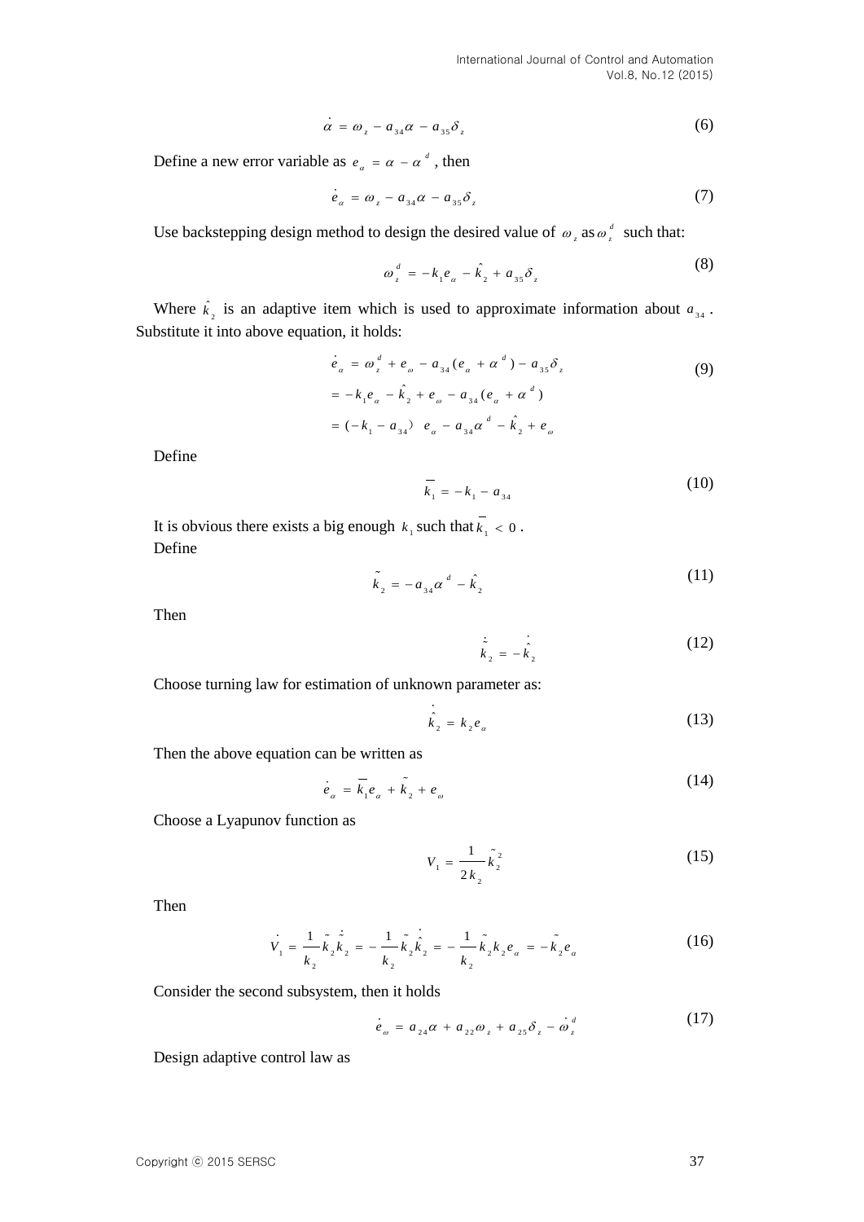$$\dot{\alpha} = \omega_z - a_{34}\alpha - a_{35}\delta_z \tag{6}$$

Define a new error variable as $e_\alpha = \alpha - \alpha^d$, then

$$\dot{e}_\alpha = \omega_z - a_{34}\alpha - a_{35}\delta_z \tag{7}$$

Use backstepping design method to design the desired value of $\omega_z$ as $\omega_z^d$ such that:

$$\omega_z^d = -k_1 e_\alpha - \hat{k}_2 + a_{35}\delta_z \tag{8}$$

Where $\hat{k}_2$ is an adaptive item which is used to approximate information about $a_{34}$. Substitute it into above equation, it holds:

$$\begin{aligned} \dot{e}_\alpha &= \omega_z^d + e_\omega - a_{34}(e_\alpha + \alpha^d) - a_{35}\delta_z \\ &= -k_1 e_\alpha - \hat{k}_2 + e_\omega - a_{34}(e_\alpha + \alpha^d) \\ &= (-k_1 - a_{34})\; e_\alpha - a_{34}\alpha^d - \hat{k}_2 + e_\omega \end{aligned} \tag{9}$$

Define

$$\overline{k_1} = -k_1 - a_{34} \tag{10}$$

It is obvious there exists a big enough $k_1$ such that $\overline{k_1} < 0$.

Define

$$\tilde{k}_2 = -a_{34}\alpha^d - \hat{k}_2 \tag{11}$$

Then

$$\dot{\tilde{k}}_2 = -\dot{\hat{k}}_2 \tag{12}$$

Choose turning law for estimation of unknown parameter as:

$$\dot{\hat{k}}_2 = k_2 e_\alpha \tag{13}$$

Then the above equation can be written as

$$\dot{e}_\alpha = \overline{k_1} e_\alpha + \tilde{k}_2 + e_\omega \tag{14}$$

Choose a Lyapunov function as

$$V_1 = \frac{1}{2k_2}\tilde{k}_2^2 \tag{15}$$

Then

$$\dot{V}_1 = \frac{1}{k_2}\tilde{k}_2\dot{\tilde{k}}_2 = -\frac{1}{k_2}\tilde{k}_2\dot{\hat{k}}_2 = -\frac{1}{k_2}\tilde{k}_2 k_2 e_\alpha = -\tilde{k}_2 e_\alpha \tag{16}$$

Consider the second subsystem, then it holds

$$\dot{e}_\omega = a_{24}\alpha + a_{22}\omega_z + a_{25}\delta_z - \dot{\omega}_z^d \tag{17}$$

Design adaptive control law as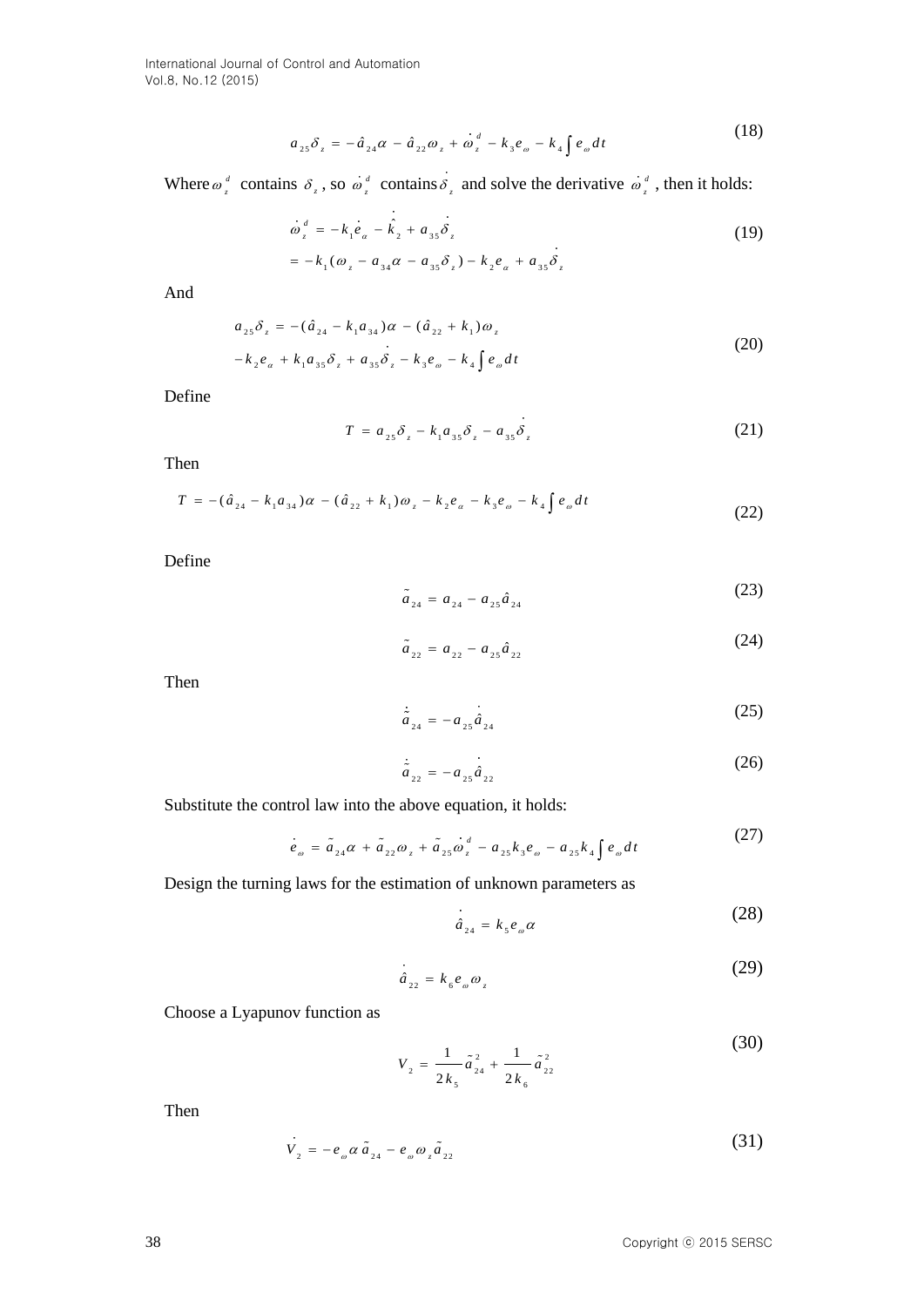$$a_{25}\delta_z = -\hat{a}_{24}\alpha - \hat{a}_{22}\omega_z + \dot{\omega}_z^d - k_3 e_\omega - k_4 \int e_\omega dt \tag{18}$$

Where $\omega_z^d$ contains $\delta_z$, so $\dot{\omega}_z^d$ contains $\dot{\delta}_z$ and solve the derivative $\dot{\omega}_z^d$, then it holds:

$$\begin{aligned} \dot{\omega}_z^d &= -k_1 \dot{e}_\alpha - \dot{\hat{k}}_2 + a_{35}\dot{\delta}_z \\ &= -k_1(\omega_z - a_{34}\alpha - a_{35}\delta_z) - k_2 e_\alpha + a_{35}\dot{\delta}_z \end{aligned} \tag{19}$$

And

$$\begin{aligned} a_{25}\delta_z &= -(\hat{a}_{24} - k_1 a_{34})\alpha - (\hat{a}_{22} + k_1)\omega_z \\ &- k_2 e_\alpha + k_1 a_{35}\delta_z + a_{35}\dot{\delta}_z - k_3 e_\omega - k_4 \int e_\omega dt \end{aligned} \tag{20}$$

Define

$$T = a_{25}\delta_z - k_1 a_{35}\delta_z - a_{35}\dot{\delta}_z \tag{21}$$

Then

$$T = -(\hat{a}_{24} - k_1 a_{34})\alpha - (\hat{a}_{22} + k_1)\omega_z - k_2 e_\alpha - k_3 e_\omega - k_4 \int e_\omega dt \tag{22}$$

Define

$$\tilde{a}_{24} = a_{24} - a_{25}\hat{a}_{24} \tag{23}$$

$$\tilde{a}_{22} = a_{22} - a_{25}\hat{a}_{22} \tag{24}$$

Then

$$\dot{\tilde{a}}_{24} = -a_{25}\dot{\hat{a}}_{24} \tag{25}$$

$$\dot{\tilde{a}}_{22} = -a_{25}\dot{\hat{a}}_{22} \tag{26}$$

Substitute the control law into the above equation, it holds:

$$\dot{e}_\omega = \tilde{a}_{24}\alpha + \tilde{a}_{22}\omega_z + \tilde{a}_{25}\dot{\omega}_z^d - a_{25}k_3 e_\omega - a_{25}k_4 \int e_\omega dt \tag{27}$$

Design the turning laws for the estimation of unknown parameters as

$$\dot{\hat{a}}_{24} = k_5 e_\omega \alpha \tag{28}$$

$$\dot{\hat{a}}_{22} = k_6 e_\omega \omega_z \tag{29}$$

Choose a Lyapunov function as

$$V_2 = \frac{1}{2k_5}\tilde{a}_{24}^2 + \frac{1}{2k_6}\tilde{a}_{22}^2 \tag{30}$$

Then

$$\dot{V}_2 = -e_\omega \alpha \tilde{a}_{24} - e_\omega \omega_z \tilde{a}_{22} \tag{31}$$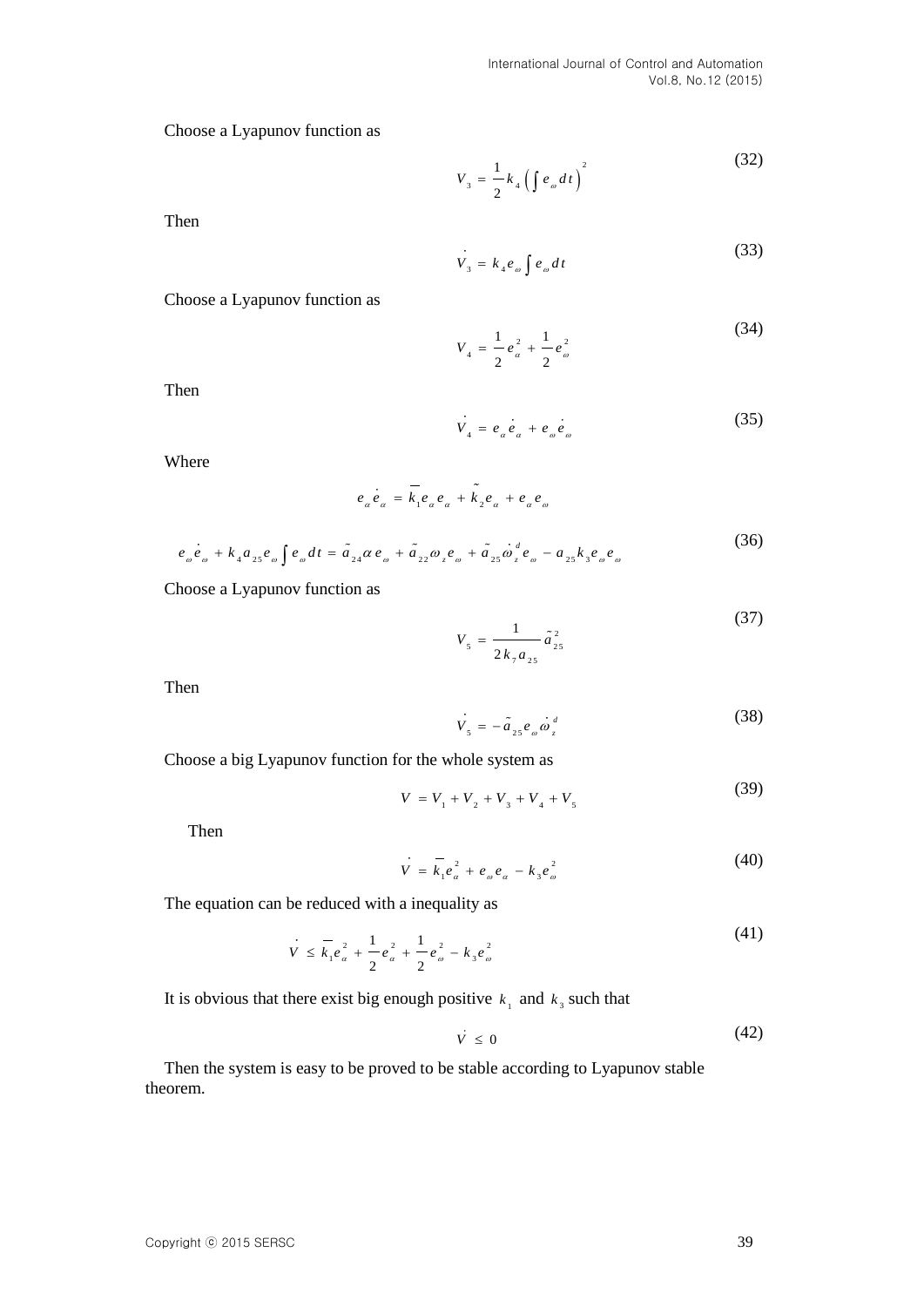Choose a Lyapunov function as

$$V_3 = \frac{1}{2}k_4\left(\int e_\omega dt\right)^2 \tag{32}$$

Then

$$\dot{V}_3 = k_4 e_\omega \int e_\omega dt \tag{33}$$

Choose a Lyapunov function as

$$V_4 = \frac{1}{2}e_\alpha^2 + \frac{1}{2}e_\omega^2 \tag{34}$$

Then

$$\dot{V}_4 = e_\alpha \dot{e}_\alpha + e_\omega \dot{e}_\omega \tag{35}$$

Where

$$e_\alpha \dot{e}_\alpha = \overline{k}_1 e_\alpha e_\alpha + \tilde{k}_2 e_\alpha + e_\alpha e_\omega$$

$$e_\omega \dot{e}_\omega + k_4 a_{25} e_\omega \int e_\omega dt = \tilde{a}_{24}\alpha e_\omega + \tilde{a}_{22}\omega_z e_\omega + \tilde{a}_{25}\dot{\omega}_z^d e_\omega - a_{25}k_3 e_\omega e_\omega \tag{36}$$

Choose a Lyapunov function as

$$V_5 = \frac{1}{2k_7 a_{25}}\tilde{a}_{25}^2 \tag{37}$$

Then

$$\dot{V}_5 = -\tilde{a}_{25} e_\omega \dot{\omega}_z^d \tag{38}$$

Choose a big Lyapunov function for the whole system as

$$V = V_1 + V_2 + V_3 + V_4 + V_5 \tag{39}$$

Then

$$\dot{V} = \overline{k}_1 e_\alpha^2 + e_\omega e_\alpha - k_3 e_\omega^2 \tag{40}$$

The equation can be reduced with a inequality as

$$\dot{V} \le \overline{k}_1 e_\alpha^2 + \frac{1}{2}e_\alpha^2 + \frac{1}{2}e_\omega^2 - k_3 e_\omega^2 \tag{41}$$

It is obvious that there exist big enough positive $k_1$ and $k_3$ such that

$$\dot{V} \le 0 \tag{42}$$

Then the system is easy to be proved to be stable according to Lyapunov stable theorem.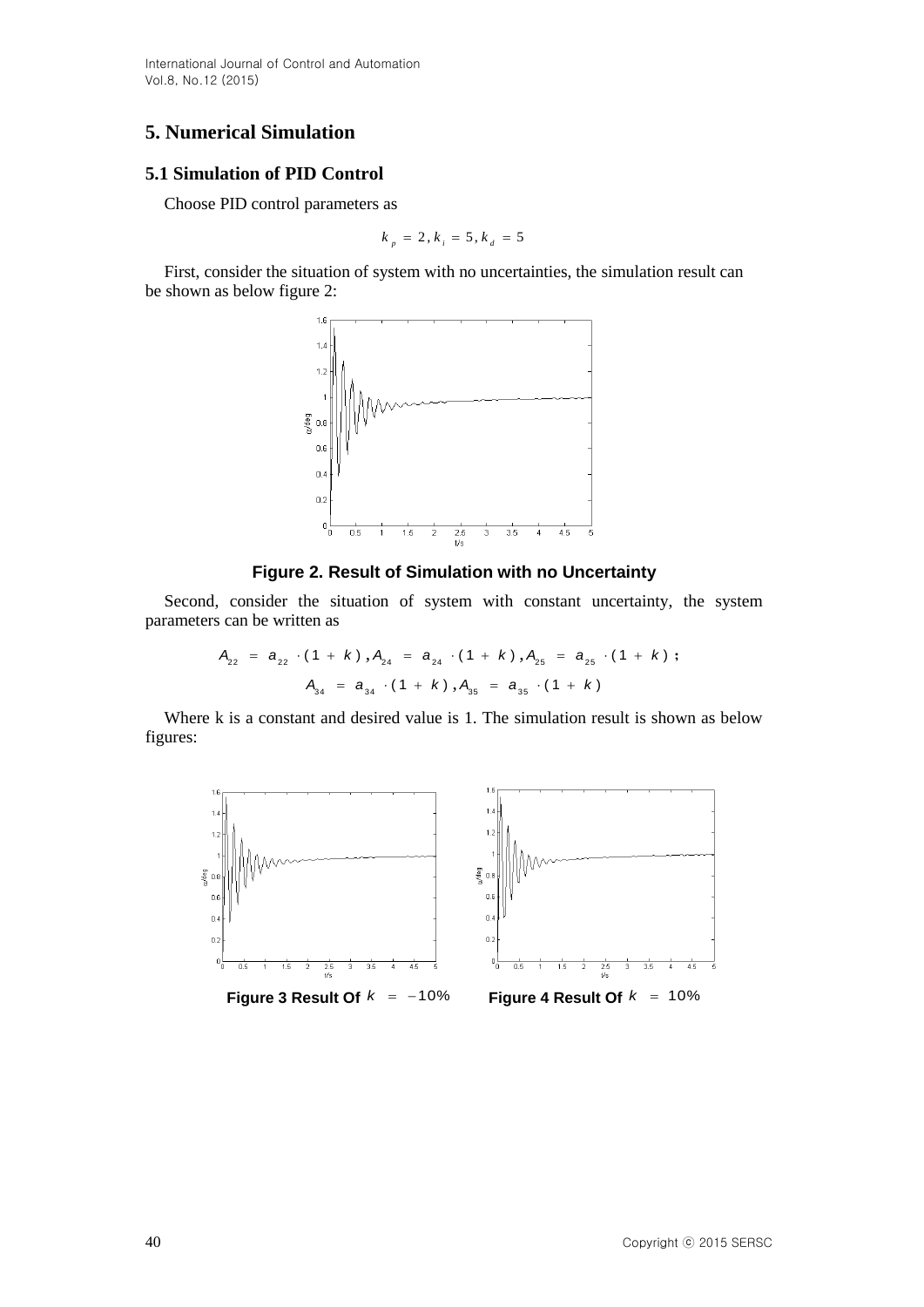## 5. Numerical Simulation

### 5.1 Simulation of PID Control

Choose PID control parameters as

$$k_p = 2, k_i = 5, k_d = 5$$

First, consider the situation of system with no uncertainties, the simulation result can be shown as below figure 2:

**Figure 2. Result of Simulation with no Uncertainty**

Second, consider the situation of system with constant uncertainty, the system parameters can be written as

$$A_{22} = a_{22} \cdot (1 + k), A_{24} = a_{24} \cdot (1 + k), A_{25} = a_{25} \cdot (1 + k);$$

$$A_{34} = a_{34} \cdot (1 + k), A_{35} = a_{35} \cdot (1 + k)$$

Where k is a constant and desired value is 1. The simulation result is shown as below figures:

**Figure 3 Result Of $k = -10\%$**

**Figure 4 Result Of $k = 10\%$**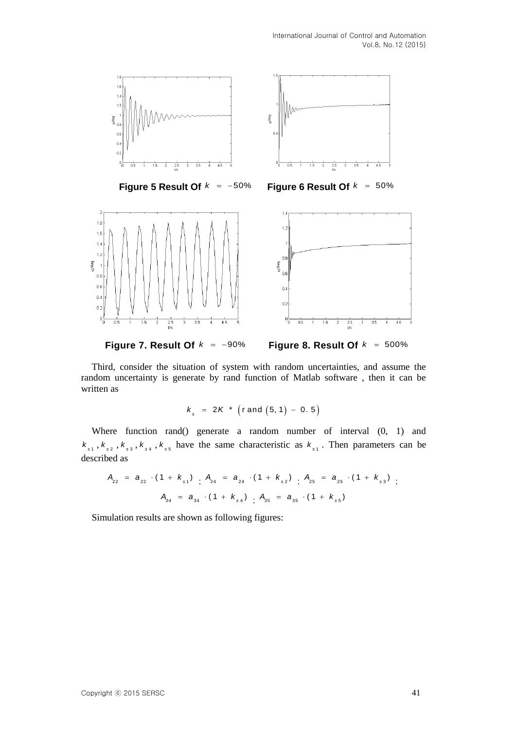Figure 5 Result Of $k = -50\%$

Figure 6 Result Of $k = 50\%$

Figure 7. Result Of $k = -90\%$

Figure 8. Result Of $k = 500\%$

Third, consider the situation of system with random uncertainties, and assume the random uncertainty is generate by rand function of Matlab software , then it can be written as

$$k_s = 2K * \left(\text{rand}\left(5,1\right) - 0.5\right)$$

Where function rand() generate a random number of interval (0, 1) and $k_{s1}, k_{s2}, k_{s3}, k_{s4}, k_{s5}$ have the same characteristic as $k_{s1}$. Then parameters can be described as

$$A_{22} = a_{22} \cdot (1 + k_{s1}) \text{ ; } A_{24} = a_{24} \cdot (1 + k_{s2}) \text{ ; } A_{25} = a_{25} \cdot (1 + k_{s3}) \text{ ;}$$

$$A_{34} = a_{34} \cdot (1 + k_{s4}) \text{ ; } A_{35} = a_{35} \cdot (1 + k_{s5})$$

Simulation results are shown as following figures: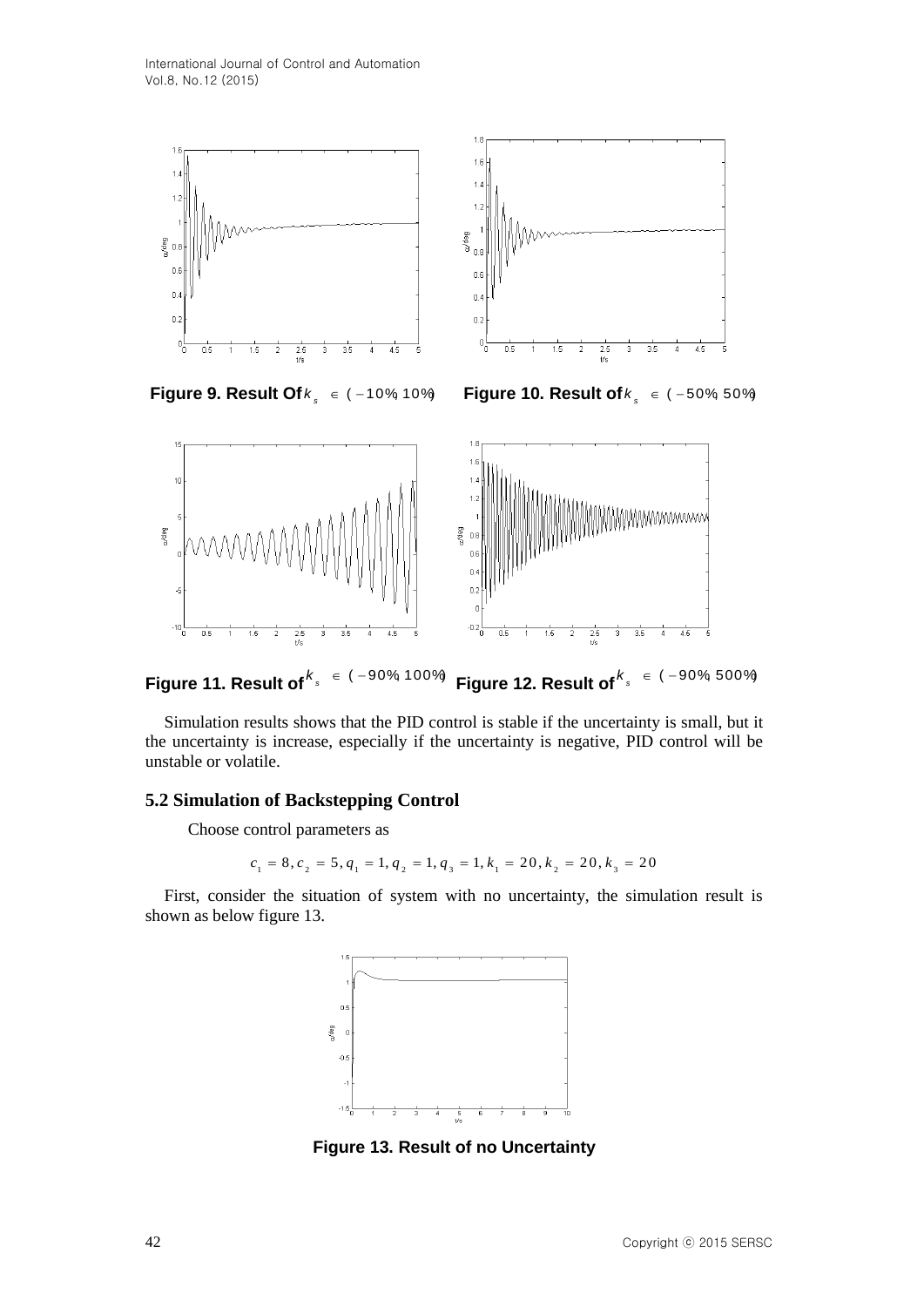**Figure 9. Result Of $k_s \in (-10\%, 10\%)$**

**Figure 10. Result of $k_s \in (-50\%, 50\%)$**

**Figure 11. Result of $k_s \in (-90\%, 100\%)$**

**Figure 12. Result of $k_s \in (-90\%, 500\%)$**

Simulation results shows that the PID control is stable if the uncertainty is small, but it the uncertainty is increase, especially if the uncertainty is negative, PID control will be unstable or volatile.

### 5.2 Simulation of Backstepping Control

Choose control parameters as

$$c_1 = 8, c_2 = 5, q_1 = 1, q_2 = 1, q_3 = 1, k_1 = 20, k_2 = 20, k_3 = 20$$

First, consider the situation of system with no uncertainty, the simulation result is shown as below figure 13.

**Figure 13. Result of no Uncertainty**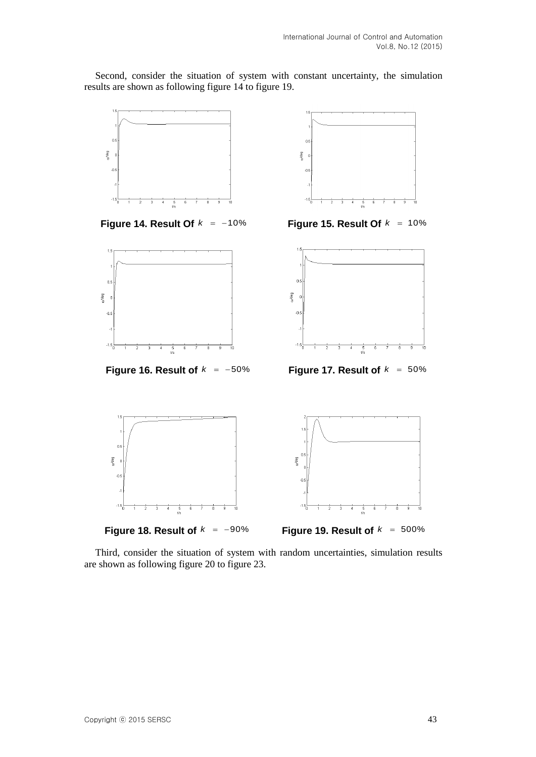Second, consider the situation of system with constant uncertainty, the simulation results are shown as following figure 14 to figure 19.

**Figure 14. Result Of** $k = -10\%$

**Figure 15. Result Of** $k = 10\%$

**Figure 16. Result of** $k = -50\%$

**Figure 17. Result of** $k = 50\%$

**Figure 18. Result of** $k = -90\%$

**Figure 19. Result of** $k = 500\%$

Third, consider the situation of system with random uncertainties, simulation results are shown as following figure 20 to figure 23.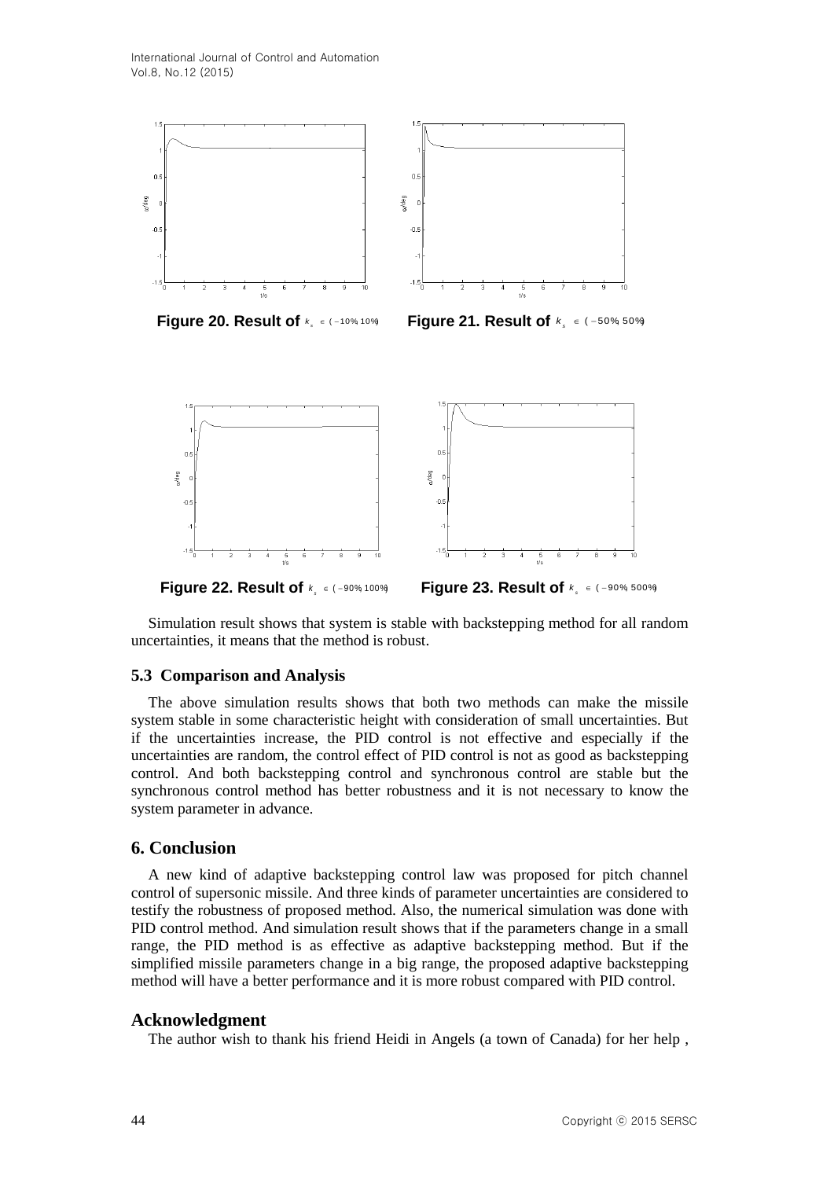**Figure 20. Result of** $k_s \in (-10\%, 10\%)$

**Figure 21. Result of** $k_s \in (-50\%, 50\%)$

**Figure 22. Result of** $k_s \in (-90\%, 100\%)$

**Figure 23. Result of** $k_s \in (-90\%, 500\%)$

Simulation result shows that system is stable with backstepping method for all random uncertainties, it means that the method is robust.

### 5.3 Comparison and Analysis

The above simulation results shows that both two methods can make the missile system stable in some characteristic height with consideration of small uncertainties. But if the uncertainties increase, the PID control is not effective and especially if the uncertainties are random, the control effect of PID control is not as good as backstepping control. And both backstepping control and synchronous control are stable but the synchronous control method has better robustness and it is not necessary to know the system parameter in advance.

## 6. Conclusion

A new kind of adaptive backstepping control law was proposed for pitch channel control of supersonic missile. And three kinds of parameter uncertainties are considered to testify the robustness of proposed method. Also, the numerical simulation was done with PID control method. And simulation result shows that if the parameters change in a small range, the PID method is as effective as adaptive backstepping method. But if the simplified missile parameters change in a big range, the proposed adaptive backstepping method will have a better performance and it is more robust compared with PID control.

## Acknowledgment

The author wish to thank his friend Heidi in Angels (a town of Canada) for her help ,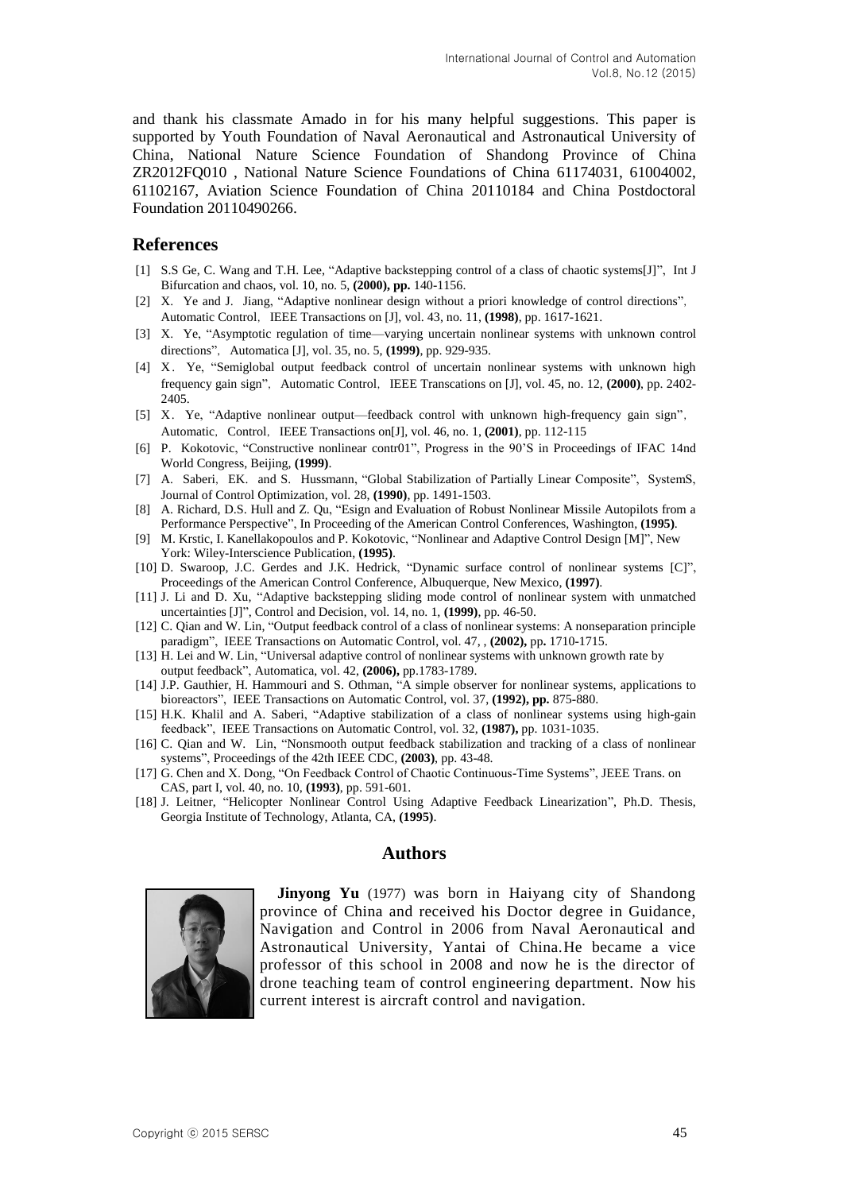and thank his classmate Amado in for his many helpful suggestions. This paper is supported by Youth Foundation of Naval Aeronautical and Astronautical University of China, National Nature Science Foundation of Shandong Province of China ZR2012FQ010 , National Nature Science Foundations of China 61174031, 61004002, 61102167, Aviation Science Foundation of China 20110184 and China Postdoctoral Foundation 20110490266.

## References

[1] S.S Ge, C. Wang and T.H. Lee, "Adaptive backstepping control of a class of chaotic systems[J]", Int J Bifurcation and chaos, vol. 10, no. 5, **(2000), pp.** 140-1156.

[2] X. Ye and J. Jiang, "Adaptive nonlinear design without a priori knowledge of control directions", Automatic Control, IEEE Transactions on [J], vol. 43, no. 11, **(1998)**, pp. 1617-1621.

[3] X. Ye, "Asymptotic regulation of time—varying uncertain nonlinear systems with unknown control directions", Automatica [J], vol. 35, no. 5, **(1999)**, pp. 929-935.

[4] X. Ye, "Semiglobal output feedback control of uncertain nonlinear systems with unknown high frequency gain sign", Automatic Control, IEEE Transcations on [J], vol. 45, no. 12, **(2000)**, pp. 2402-2405.

[5] X. Ye, "Adaptive nonlinear output—feedback control with unknown high-frequency gain sign", Automatic, Control, IEEE Transactions on[J], vol. 46, no. 1, **(2001)**, pp. 112-115

[6] P. Kokotovic, "Constructive nonlinear contr01", Progress in the 90'S in Proceedings of IFAC 14nd World Congress, Beijing, **(1999)**.

[7] A. Saberi, EK. and S. Hussmann, "Global Stabilization of Partially Linear Composite", SystemS, Journal of Control Optimization, vol. 28, **(1990)**, pp. 1491-1503.

[8] A. Richard, D.S. Hull and Z. Qu, "Esign and Evaluation of Robust Nonlinear Missile Autopilots from a Performance Perspective", In Proceeding of the American Control Conferences, Washington, **(1995)**.

[9] M. Krstic, I. Kanellakopoulos and P. Kokotovic, "Nonlinear and Adaptive Control Design [M]", New York: Wiley-Interscience Publication, **(1995)**.

[10] D. Swaroop, J.C. Gerdes and J.K. Hedrick, "Dynamic surface control of nonlinear systems [C]", Proceedings of the American Control Conference, Albuquerque, New Mexico, **(1997)**.

[11] J. Li and D. Xu, "Adaptive backstepping sliding mode control of nonlinear system with unmatched uncertainties [J]", Control and Decision, vol. 14, no. 1, **(1999)**, pp. 46-50.

[12] C. Qian and W. Lin, "Output feedback control of a class of nonlinear systems: A nonseparation principle paradigm", IEEE Transactions on Automatic Control, vol. 47, , **(2002),** pp**.** 1710-1715.

[13] H. Lei and W. Lin, "Universal adaptive control of nonlinear systems with unknown growth rate by output feedback", Automatica, vol. 42, **(2006),** pp.1783-1789.

[14] J.P. Gauthier, H. Hammouri and S. Othman, "A simple observer for nonlinear systems, applications to bioreactors", IEEE Transactions on Automatic Control, vol. 37, **(1992), pp.** 875-880.

[15] H.K. Khalil and A. Saberi, "Adaptive stabilization of a class of nonlinear systems using high-gain feedback", IEEE Transactions on Automatic Control, vol. 32, **(1987),** pp. 1031-1035.

[16] C. Qian and W. Lin, "Nonsmooth output feedback stabilization and tracking of a class of nonlinear systems", Proceedings of the 42th IEEE CDC, **(2003)**, pp. 43-48.

[17] G. Chen and X. Dong, "On Feedback Control of Chaotic Continuous-Time Systems", JEEE Trans. on CAS, part I, vol. 40, no. 10, **(1993)**, pp. 591-601.

[18] J. Leitner, "Helicopter Nonlinear Control Using Adaptive Feedback Linearization", Ph.D. Thesis, Georgia Institute of Technology, Atlanta, CA, **(1995)**.

## Authors

**Jinyong Yu** (1977) was born in Haiyang city of Shandong province of China and received his Doctor degree in Guidance, Navigation and Control in 2006 from Naval Aeronautical and Astronautical University, Yantai of China.He became a vice professor of this school in 2008 and now he is the director of drone teaching team of control engineering department. Now his current interest is aircraft control and navigation.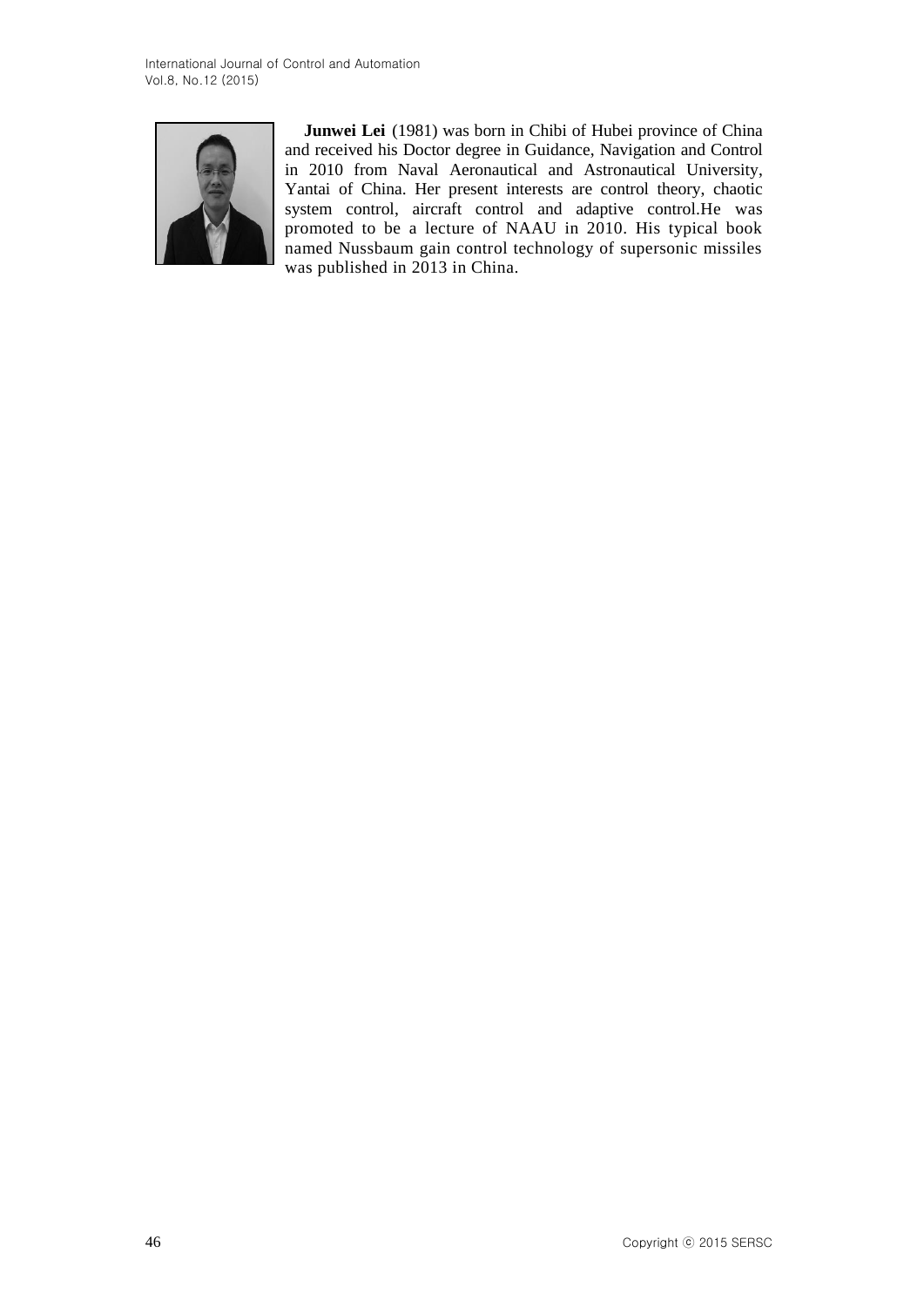**Junwei Lei** (1981) was born in Chibi of Hubei province of China and received his Doctor degree in Guidance, Navigation and Control in 2010 from Naval Aeronautical and Astronautical University, Yantai of China. Her present interests are control theory, chaotic system control, aircraft control and adaptive control.He was promoted to be a lecture of NAAU in 2010. His typical book named Nussbaum gain control technology of supersonic missiles was published in 2013 in China.